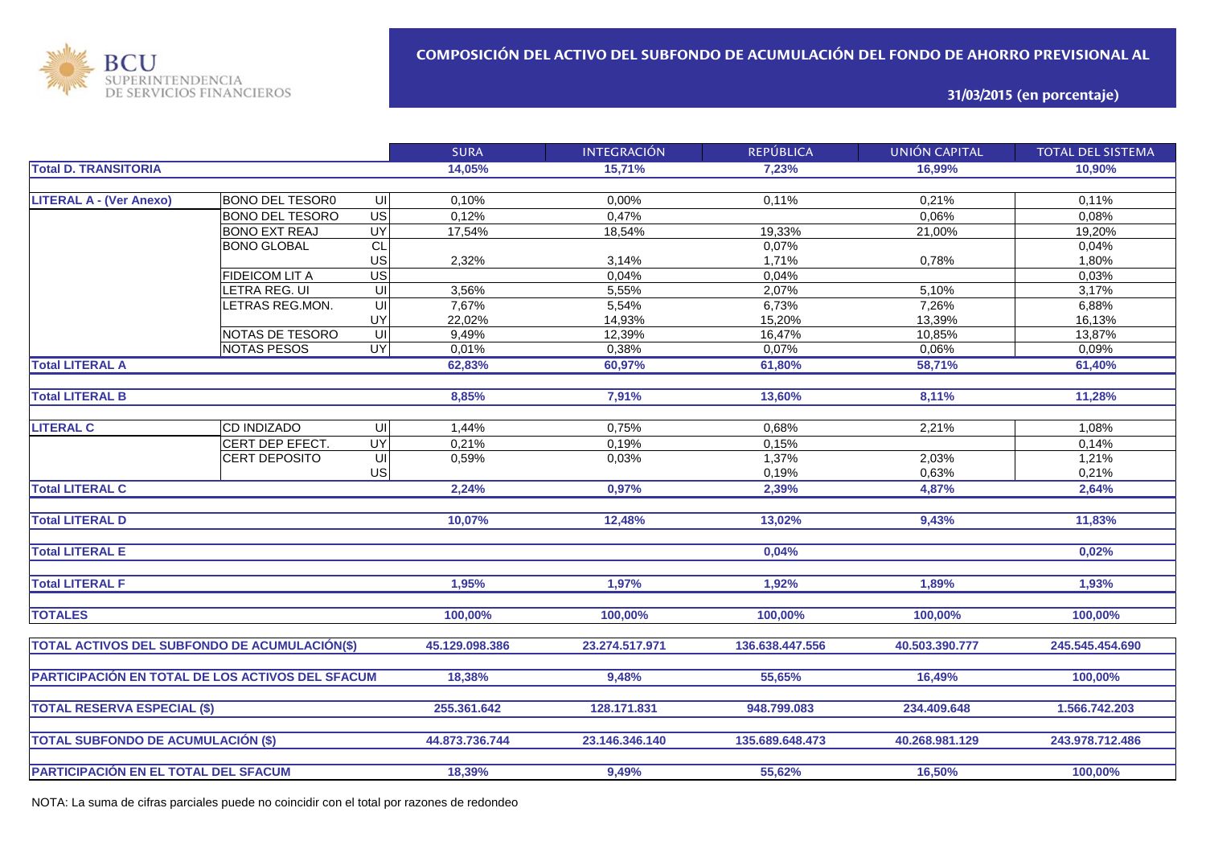BCU SUPERINTENDENCIA DE SERVICIOS FINANCIEROS

## COMPOSICIÓN DEL ACTIVO DEL SUBFONDO DE ACUMULACIÓN DEL FONDO DE AHORRO PREVISIONAL AL

### 31/03/2015 (en porcentaje)

| | | | SURA | INTEGRACIÓN | REPÚBLICA | UNIÓN CAPITAL | TOTAL DEL SISTEMA |
|---|---|---|---|---|---|---|---|
| **Total D. TRANSITORIA** | | | **14,05%** | **15,71%** | **7,23%** | **16,99%** | **10,90%** |
| **LITERAL A - (Ver Anexo)** | BONO DEL TESOR0 | UI | 0,10% | 0,00% | 0,11% | 0,21% | 0,11% |
| | BONO DEL TESORO | US | 0,12% | 0,47% | | 0,06% | 0,08% |
| | BONO EXT REAJ | UY | 17,54% | 18,54% | 19,33% | 21,00% | 19,20% |
| | BONO GLOBAL | CL | | | 0,07% | | 0,04% |
| | | US | 2,32% | 3,14% | 1,71% | 0,78% | 1,80% |
| | FIDEICOM LIT A | US | | 0,04% | 0,04% | | 0,03% |
| | LETRA REG. UI | UI | 3,56% | 5,55% | 2,07% | 5,10% | 3,17% |
| | LETRAS REG.MON. | UI | 7,67% | 5,54% | 6,73% | 7,26% | 6,88% |
| | | UY | 22,02% | 14,93% | 15,20% | 13,39% | 16,13% |
| | NOTAS DE TESORO | UI | 9,49% | 12,39% | 16,47% | 10,85% | 13,87% |
| | NOTAS PESOS | UY | 0,01% | 0,38% | 0,07% | 0,06% | 0,09% |
| **Total LITERAL A** | | | **62,83%** | **60,97%** | **61,80%** | **58,71%** | **61,40%** |
| **Total LITERAL B** | | | **8,85%** | **7,91%** | **13,60%** | **8,11%** | **11,28%** |
| **LITERAL C** | CD INDIZADO | UI | 1,44% | 0,75% | 0,68% | 2,21% | 1,08% |
| | CERT DEP EFECT. | UY | 0,21% | 0,19% | 0,15% | | 0,14% |
| | CERT DEPOSITO | UI | 0,59% | 0,03% | 1,37% | 2,03% | 1,21% |
| | | US | | | 0,19% | 0,63% | 0,21% |
| **Total LITERAL C** | | | **2,24%** | **0,97%** | **2,39%** | **4,87%** | **2,64%** |
| **Total LITERAL D** | | | **10,07%** | **12,48%** | **13,02%** | **9,43%** | **11,83%** |
| **Total LITERAL E** | | | | | **0,04%** | | **0,02%** |
| **Total LITERAL F** | | | **1,95%** | **1,97%** | **1,92%** | **1,89%** | **1,93%** |
| **TOTALES** | | | **100,00%** | **100,00%** | **100,00%** | **100,00%** | **100,00%** |
| **TOTAL ACTIVOS DEL SUBFONDO DE ACUMULACIÓN($)** | | | **45.129.098.386** | **23.274.517.971** | **136.638.447.556** | **40.503.390.777** | **245.545.454.690** |
| **PARTICIPACIÓN EN TOTAL DE LOS ACTIVOS DEL SFACUM** | | | **18,38%** | **9,48%** | **55,65%** | **16,49%** | **100,00%** |
| **TOTAL RESERVA ESPECIAL ($)** | | | **255.361.642** | **128.171.831** | **948.799.083** | **234.409.648** | **1.566.742.203** |
| **TOTAL SUBFONDO DE ACUMULACIÓN ($)** | | | **44.873.736.744** | **23.146.346.140** | **135.689.648.473** | **40.268.981.129** | **243.978.712.486** |
| **PARTICIPACIÓN EN EL TOTAL DEL SFACUM** | | | **18,39%** | **9,49%** | **55,62%** | **16,50%** | **100,00%** |

NOTA: La suma de cifras parciales puede no coincidir con el total por razones de redondeo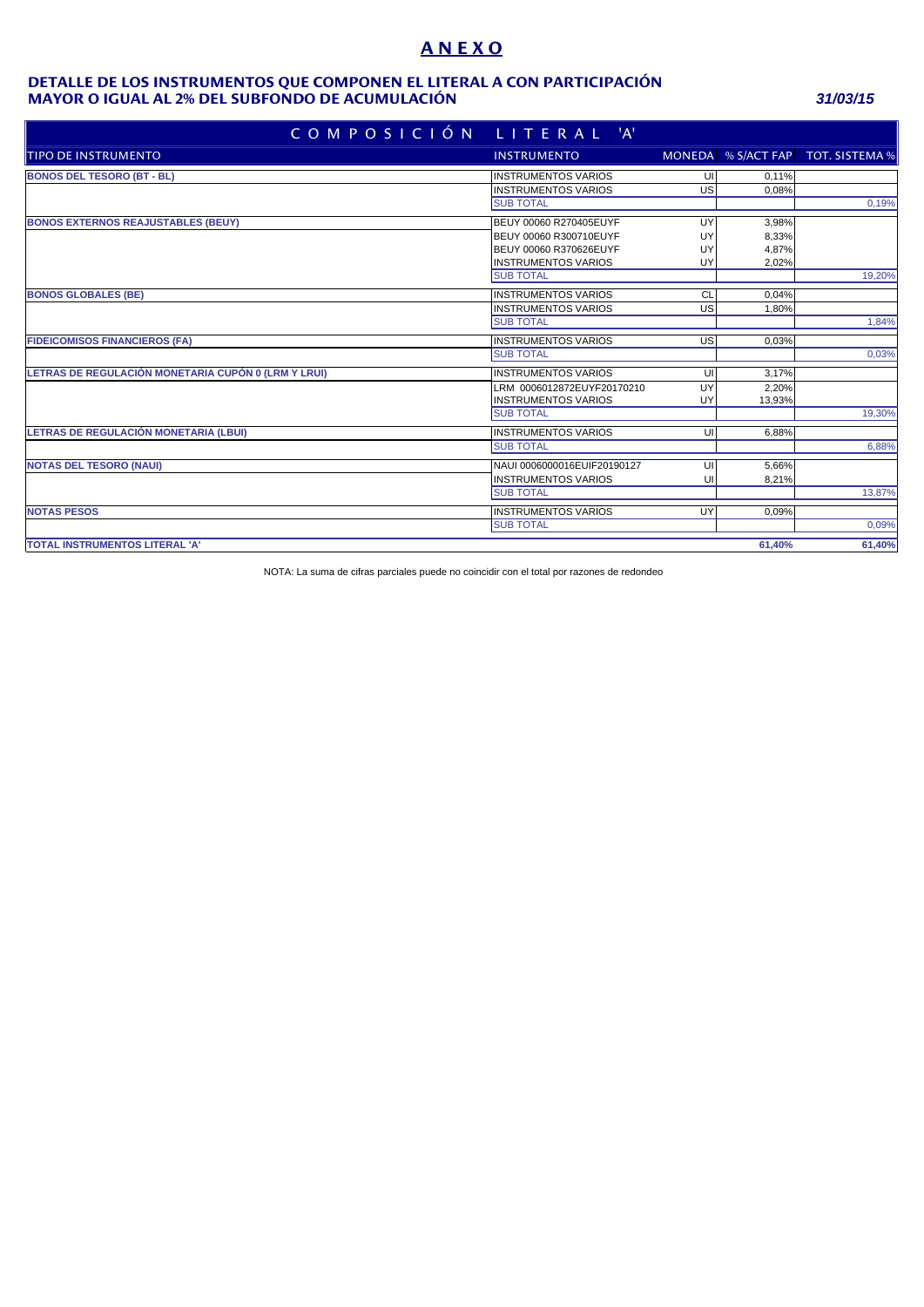# ANEXO

## DETALLE DE LOS INSTRUMENTOS QUE COMPONEN EL LITERAL A CON PARTICIPACIÓN MAYOR O IGUAL AL 2% DEL SUBFONDO DE ACUMULACIÓN

***31/03/15***

| COMPOSICIÓN LITERAL 'A' | | | | |
|---|---|---|---|---|
| **TIPO DE INSTRUMENTO** | **INSTRUMENTO** | **MONEDA** | **% S/ACT FAP** | **TOT. SISTEMA %** |
| **BONOS DEL TESORO (BT - BL)** | INSTRUMENTOS VARIOS | UI | 0,11% | |
| | INSTRUMENTOS VARIOS | US | 0,08% | |
| | SUB TOTAL | | | 0,19% |
| **BONOS EXTERNOS REAJUSTABLES (BEUY)** | BEUY 00060 R270405EUYF | UY | 3,98% | |
| | BEUY 00060 R300710EUYF | UY | 8,33% | |
| | BEUY 00060 R370626EUYF | UY | 4,87% | |
| | INSTRUMENTOS VARIOS | UY | 2,02% | |
| | SUB TOTAL | | | 19,20% |
| **BONOS GLOBALES (BE)** | INSTRUMENTOS VARIOS | CL | 0,04% | |
| | INSTRUMENTOS VARIOS | US | 1,80% | |
| | SUB TOTAL | | | 1,84% |
| **FIDEICOMISOS FINANCIEROS (FA)** | INSTRUMENTOS VARIOS | US | 0,03% | |
| | SUB TOTAL | | | 0,03% |
| **LETRAS DE REGULACIÓN MONETARIA CUPÓN 0 (LRM Y LRUI)** | INSTRUMENTOS VARIOS | UI | 3,17% | |
| | LRM 0006012872EUYF20170210 | UY | 2,20% | |
| | INSTRUMENTOS VARIOS | UY | 13,93% | |
| | SUB TOTAL | | | 19,30% |
| **LETRAS DE REGULACIÓN MONETARIA (LBUI)** | INSTRUMENTOS VARIOS | UI | 6,88% | |
| | SUB TOTAL | | | 6,88% |
| **NOTAS DEL TESORO (NAUI)** | NAUI 0006000016EUIF20190127 | UI | 5,66% | |
| | INSTRUMENTOS VARIOS | UI | 8,21% | |
| | SUB TOTAL | | | 13,87% |
| **NOTAS PESOS** | INSTRUMENTOS VARIOS | UY | 0,09% | |
| | SUB TOTAL | | | 0,09% |
| **TOTAL INSTRUMENTOS LITERAL 'A'** | | | **61,40%** | **61,40%** |

NOTA: La suma de cifras parciales puede no coincidir con el total por razones de redondeo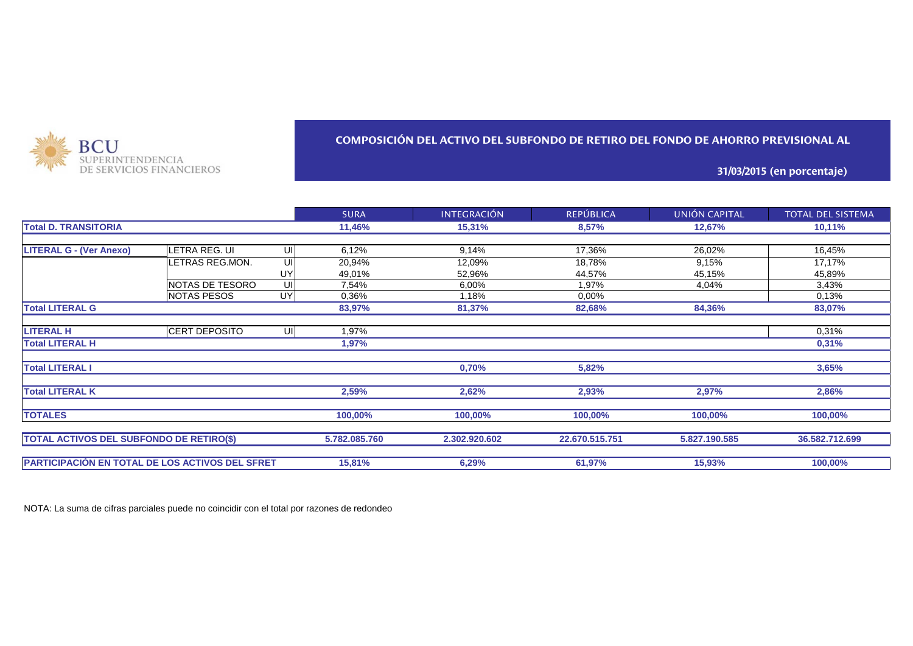BCU
SUPERINTENDENCIA
DE SERVICIOS FINANCIEROS

## COMPOSICIÓN DEL ACTIVO DEL SUBFONDO DE RETIRO DEL FONDO DE AHORRO PREVISIONAL AL

### 31/03/2015 (en porcentaje)

| | | | SURA | INTEGRACIÓN | REPÚBLICA | UNIÓN CAPITAL | TOTAL DEL SISTEMA |
|---|---|---|---|---|---|---|---|
| **Total D. TRANSITORIA** | | | **11,46%** | **15,31%** | **8,57%** | **12,67%** | **10,11%** |
| **LITERAL G - (Ver Anexo)** | LETRA REG. UI | UI | 6,12% | 9,14% | 17,36% | 26,02% | 16,45% |
| | LETRAS REG.MON. | UI | 20,94% | 12,09% | 18,78% | 9,15% | 17,17% |
| | | UY | 49,01% | 52,96% | 44,57% | 45,15% | 45,89% |
| | NOTAS DE TESORO | UI | 7,54% | 6,00% | 1,97% | 4,04% | 3,43% |
| | NOTAS PESOS | UY | 0,36% | 1,18% | 0,00% | | 0,13% |
| **Total LITERAL G** | | | **83,97%** | **81,37%** | **82,68%** | **84,36%** | **83,07%** |
| **LITERAL H** | CERT DEPOSITO | UI | 1,97% | | | | 0,31% |
| **Total LITERAL H** | | | **1,97%** | | | | **0,31%** |
| **Total LITERAL I** | | | | **0,70%** | **5,82%** | | **3,65%** |
| **Total LITERAL K** | | | **2,59%** | **2,62%** | **2,93%** | **2,97%** | **2,86%** |
| **TOTALES** | | | **100,00%** | **100,00%** | **100,00%** | **100,00%** | **100,00%** |
| **TOTAL ACTIVOS DEL SUBFONDO DE RETIRO($)** | | | **5.782.085.760** | **2.302.920.602** | **22.670.515.751** | **5.827.190.585** | **36.582.712.699** |
| **PARTICIPACIÓN EN TOTAL DE LOS ACTIVOS DEL SFRET** | | | **15,81%** | **6,29%** | **61,97%** | **15,93%** | **100,00%** |

NOTA: La suma de cifras parciales puede no coincidir con el total por razones de redondeo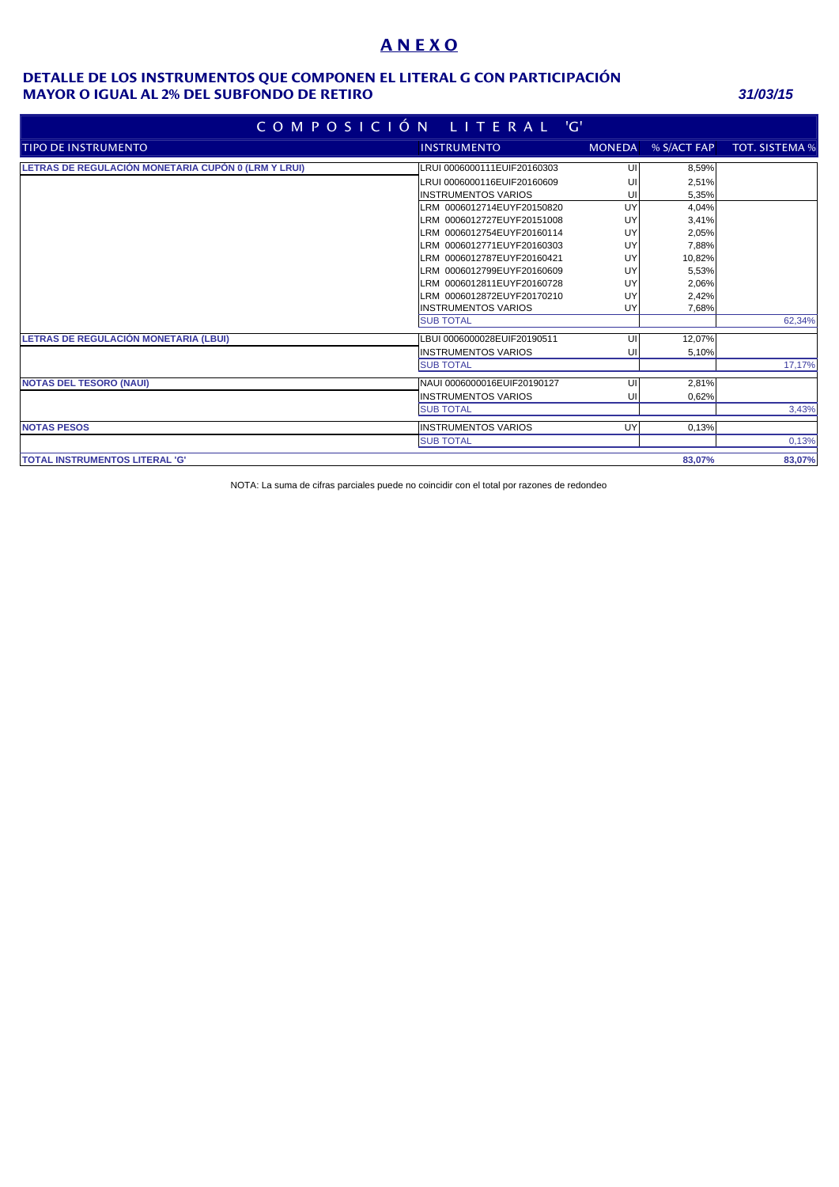# ANEXO

## DETALLE DE LOS INSTRUMENTOS QUE COMPONEN EL LITERAL G CON PARTICIPACIÓN MAYOR O IGUAL AL 2% DEL SUBFONDO DE RETIRO

*31/03/15*

| COMPOSICIÓN LITERAL 'G' | | | | |
|---|---|---|---|---|
| TIPO DE INSTRUMENTO | INSTRUMENTO | MONEDA | % S/ACT FAP | TOT. SISTEMA % |
| LETRAS DE REGULACIÓN MONETARIA CUPÓN 0 (LRM Y LRUI) | LRUI 0006000111EUIF20160303 | UI | 8,59% | |
| | LRUI 0006000116EUIF20160609 | UI | 2,51% | |
| | INSTRUMENTOS VARIOS | UI | 5,35% | |
| | LRM 0006012714EUYF20150820 | UY | 4,04% | |
| | LRM 0006012727EUYF20151008 | UY | 3,41% | |
| | LRM 0006012754EUYF20160114 | UY | 2,05% | |
| | LRM 0006012771EUYF20160303 | UY | 7,88% | |
| | LRM 0006012787EUYF20160421 | UY | 10,82% | |
| | LRM 0006012799EUYF20160609 | UY | 5,53% | |
| | LRM 0006012811EUYF20160728 | UY | 2,06% | |
| | LRM 0006012872EUYF20170210 | UY | 2,42% | |
| | INSTRUMENTOS VARIOS | UY | 7,68% | |
| | SUB TOTAL | | | 62,34% |
| LETRAS DE REGULACIÓN MONETARIA (LBUI) | LBUI 0006000028EUIF20190511 | UI | 12,07% | |
| | INSTRUMENTOS VARIOS | UI | 5,10% | |
| | SUB TOTAL | | | 17,17% |
| NOTAS DEL TESORO (NAUI) | NAUI 0006000016EUIF20190127 | UI | 2,81% | |
| | INSTRUMENTOS VARIOS | UI | 0,62% | |
| | SUB TOTAL | | | 3,43% |
| NOTAS PESOS | INSTRUMENTOS VARIOS | UY | 0,13% | |
| | SUB TOTAL | | | 0,13% |
| TOTAL INSTRUMENTOS LITERAL 'G' | | | 83,07% | 83,07% |

NOTA: La suma de cifras parciales puede no coincidir con el total por razones de redondeo